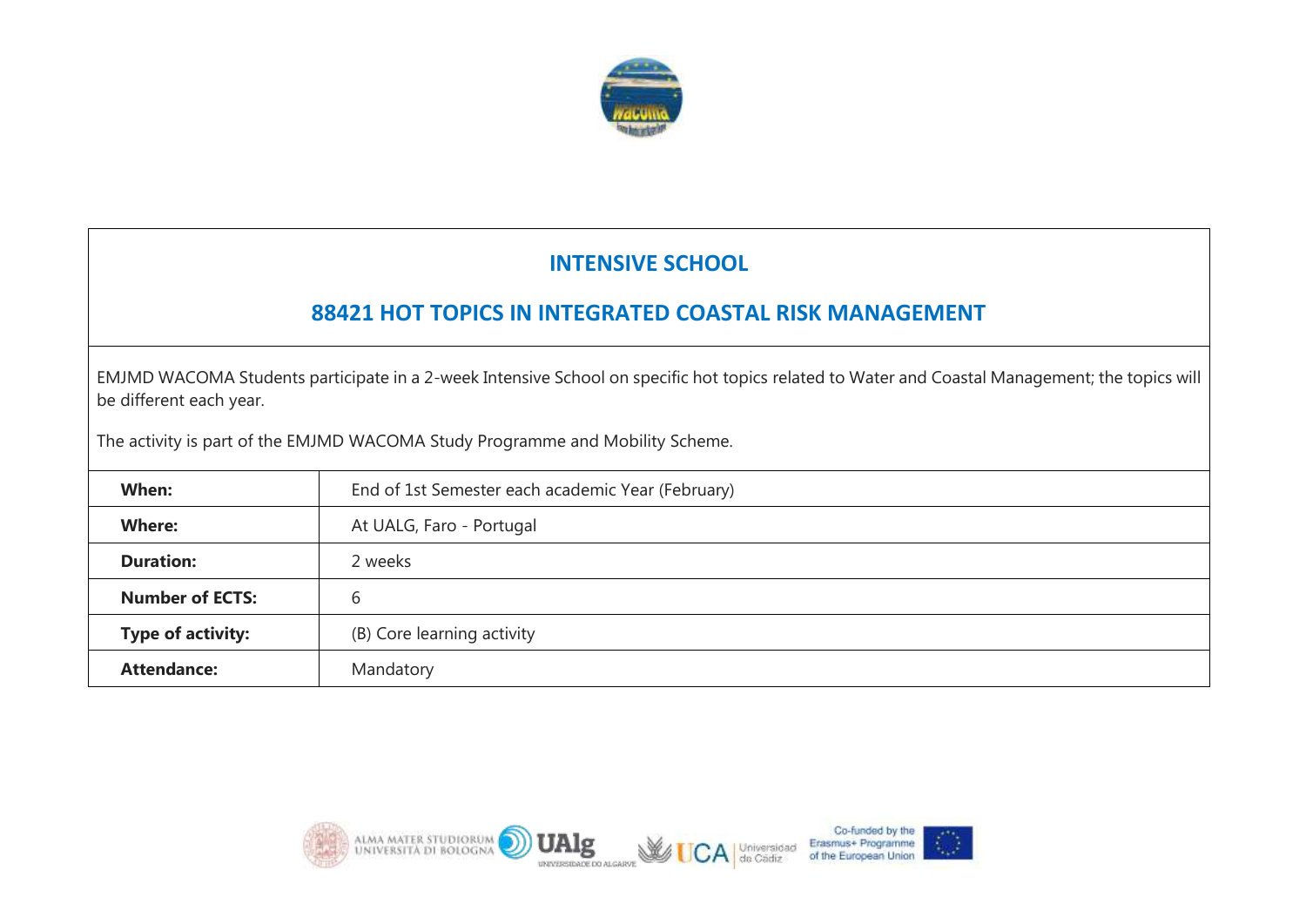# INTENSIVE SCHOOL

## 88421 HOT TOPICS IN INTEGRATED COASTAL RISK MANAGEMENT

EMJMD WACOMA Students participate in a 2-week Intensive School on specific hot topics related to Water and Coastal Management; the topics will be different each year.

The activity is part of the EMJMD WACOMA Study Programme and Mobility Scheme.

| | |
|---|---|
| **When:** | End of 1st Semester each academic Year (February) |
| **Where:** | At UALG, Faro - Portugal |
| **Duration:** | 2 weeks |
| **Number of ECTS:** | 6 |
| **Type of activity:** | (B) Core learning activity |
| **Attendance:** | Mandatory |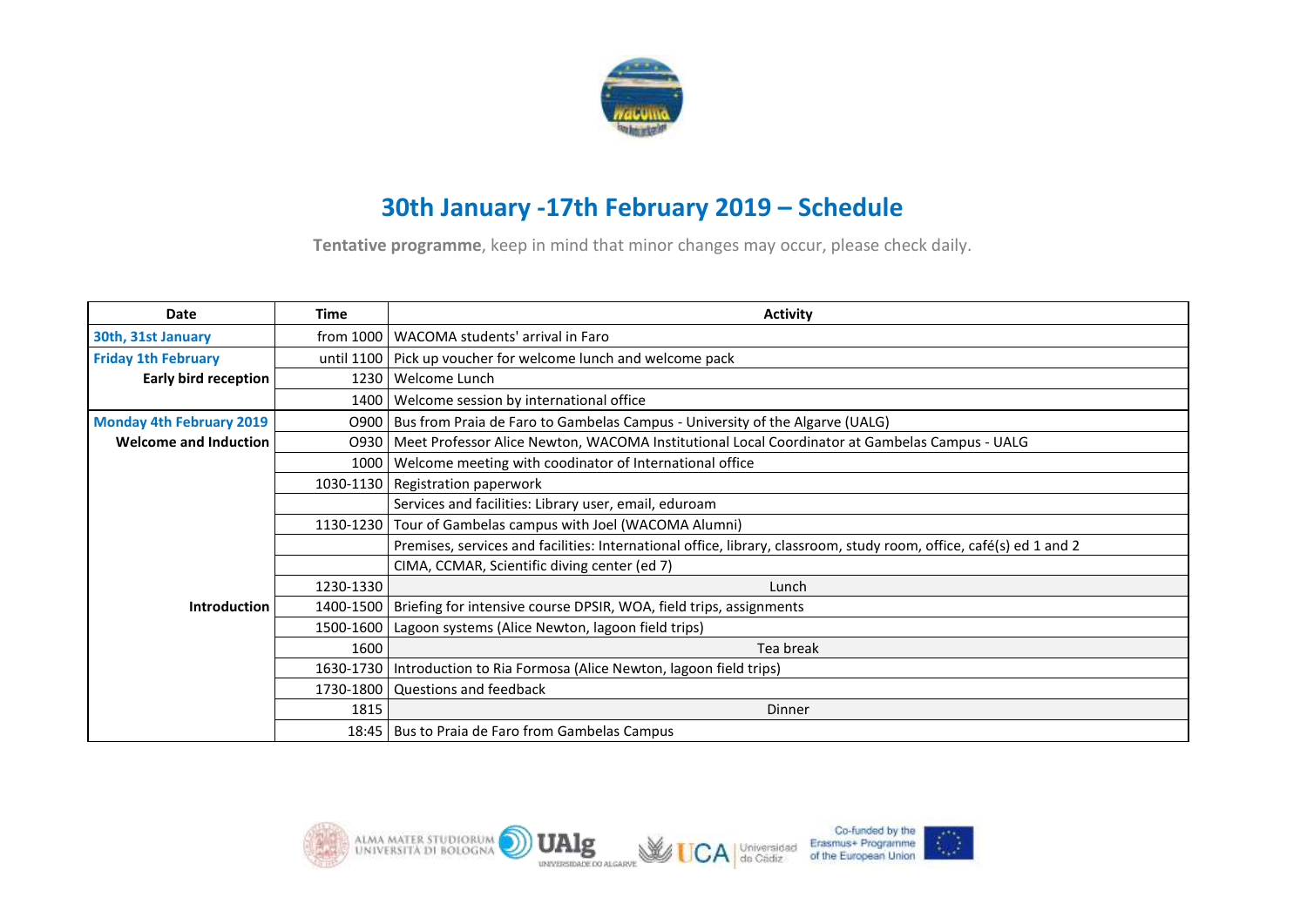# 30th January -17th February 2019 – Schedule

**Tentative programme**, keep in mind that minor changes may occur, please check daily.

| Date | Time | Activity |
|---|---|---|
| 30th, 31st January | from 1000 | WACOMA students' arrival in Faro |
| Friday 1th February | until 1100 | Pick up voucher for welcome lunch and welcome pack |
| Early bird reception | 1230 | Welcome Lunch |
| | 1400 | Welcome session by international office |
| Monday 4th February 2019 | O900 | Bus from Praia de Faro to Gambelas Campus - University of the Algarve (UALG) |
| Welcome and Induction | O930 | Meet Professor Alice Newton, WACOMA Institutional Local Coordinator at Gambelas Campus - UALG |
| | 1000 | Welcome meeting with coodinator of International office |
| | 1030-1130 | Registration paperwork |
| | | Services and facilities: Library user, email, eduroam |
| | 1130-1230 | Tour of Gambelas campus with Joel (WACOMA Alumni) |
| | | Premises, services and facilities: International office, library, classroom, study room, office, café(s) ed 1 and 2 |
| | | CIMA, CCMAR, Scientific diving center (ed 7) |
| | 1230-1330 | Lunch |
| Introduction | 1400-1500 | Briefing for intensive course DPSIR, WOA, field trips, assignments |
| | 1500-1600 | Lagoon systems (Alice Newton, lagoon field trips) |
| | 1600 | Tea break |
| | 1630-1730 | Introduction to Ria Formosa (Alice Newton, lagoon field trips) |
| | 1730-1800 | Questions and feedback |
| | 1815 | Dinner |
| | 18:45 | Bus to Praia de Faro from Gambelas Campus |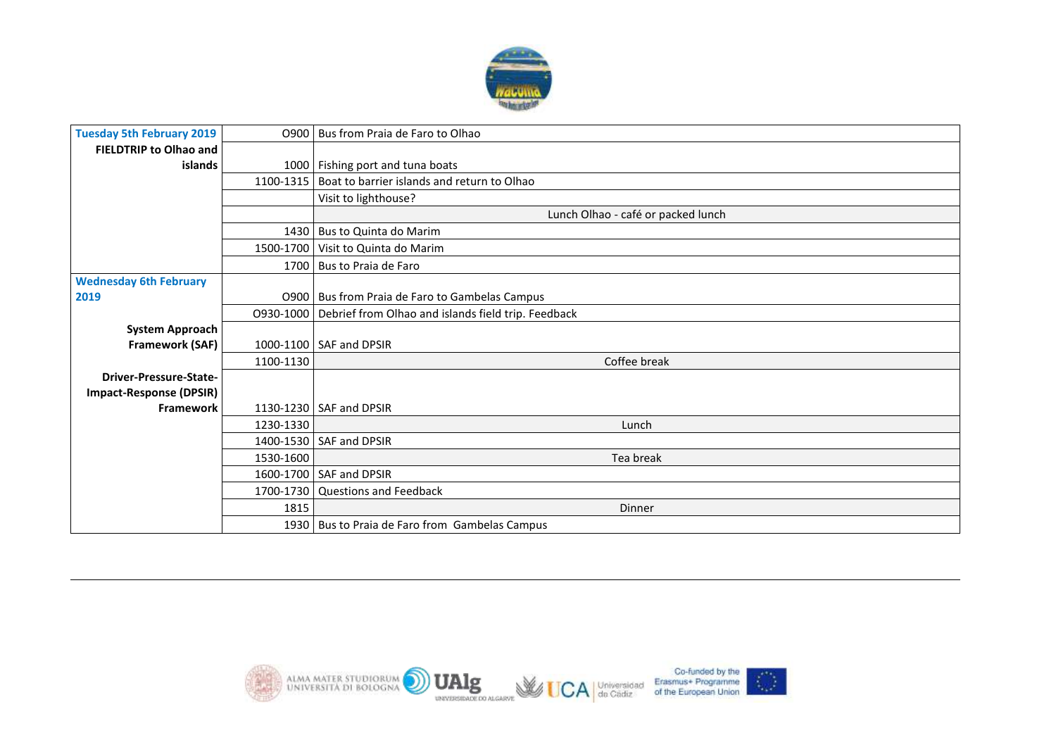| | | |
|---|---|---|
| **Tuesday 5th February 2019** | 0900 | Bus from Praia de Faro to Olhao |
| **FIELDTRIP to Olhao and islands** | 1000 | Fishing port and tuna boats |
| | 1100-1315 | Boat to barrier islands and return to Olhao |
| | | Visit to lighthouse? |
| | | Lunch Olhao - café or packed lunch |
| | 1430 | Bus to Quinta do Marim |
| | 1500-1700 | Visit to Quinta do Marim |
| | 1700 | Bus to Praia de Faro |
| **Wednesday 6th February 2019** | 0900 | Bus from Praia de Faro to Gambelas Campus |
| | 0930-1000 | Debrief from Olhao and islands field trip. Feedback |
| **System Approach Framework (SAF)** | 1000-1100 | SAF and DPSIR |
| | 1100-1130 | Coffee break |
| **Driver-Pressure-State-Impact-Response (DPSIR) Framework** | 1130-1230 | SAF and DPSIR |
| | 1230-1330 | Lunch |
| | 1400-1530 | SAF and DPSIR |
| | 1530-1600 | Tea break |
| | 1600-1700 | SAF and DPSIR |
| | 1700-1730 | Questions and Feedback |
| | 1815 | Dinner |
| | 1930 | Bus to Praia de Faro from Gambelas Campus |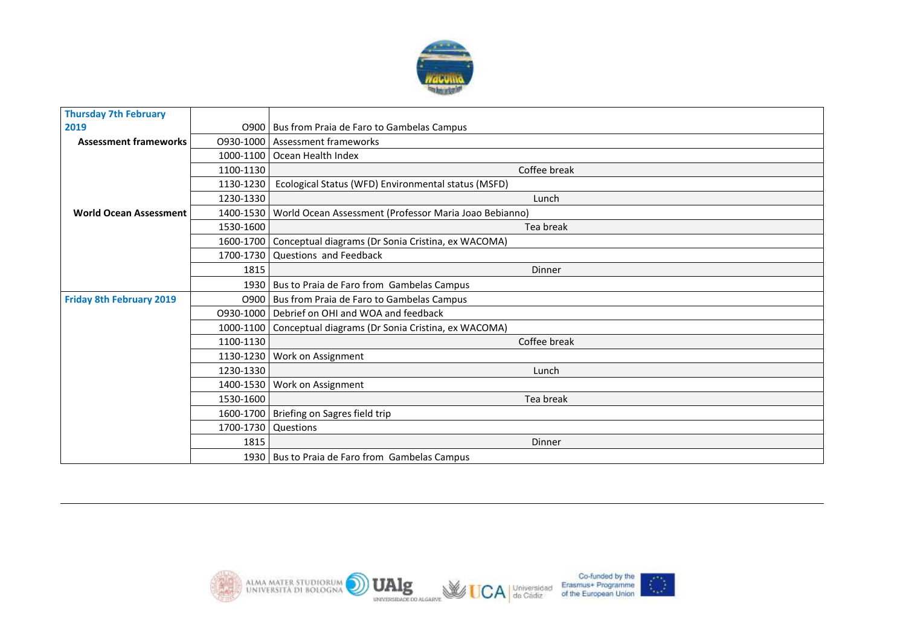| Thursday 7th February 2019 | | |
|---|---|---|
| | O900 | Bus from Praia de Faro to Gambelas Campus |
| **Assessment frameworks** | O930-1000 | Assessment frameworks |
| | 1000-1100 | Ocean Health Index |
| | 1100-1130 | Coffee break |
| | 1130-1230 | Ecological Status (WFD) Environmental status (MSFD) |
| | 1230-1330 | Lunch |
| **World Ocean Assessment** | 1400-1530 | World Ocean Assessment (Professor Maria Joao Bebianno) |
| | 1530-1600 | Tea break |
| | 1600-1700 | Conceptual diagrams (Dr Sonia Cristina, ex WACOMA) |
| | 1700-1730 | Questions and Feedback |
| | 1815 | Dinner |
| | 1930 | Bus to Praia de Faro from Gambelas Campus |
| **Friday 8th February 2019** | O900 | Bus from Praia de Faro to Gambelas Campus |
| | O930-1000 | Debrief on OHI and WOA and feedback |
| | 1000-1100 | Conceptual diagrams (Dr Sonia Cristina, ex WACOMA) |
| | 1100-1130 | Coffee break |
| | 1130-1230 | Work on Assignment |
| | 1230-1330 | Lunch |
| | 1400-1530 | Work on Assignment |
| | 1530-1600 | Tea break |
| | 1600-1700 | Briefing on Sagres field trip |
| | 1700-1730 | Questions |
| | 1815 | Dinner |
| | 1930 | Bus to Praia de Faro from Gambelas Campus |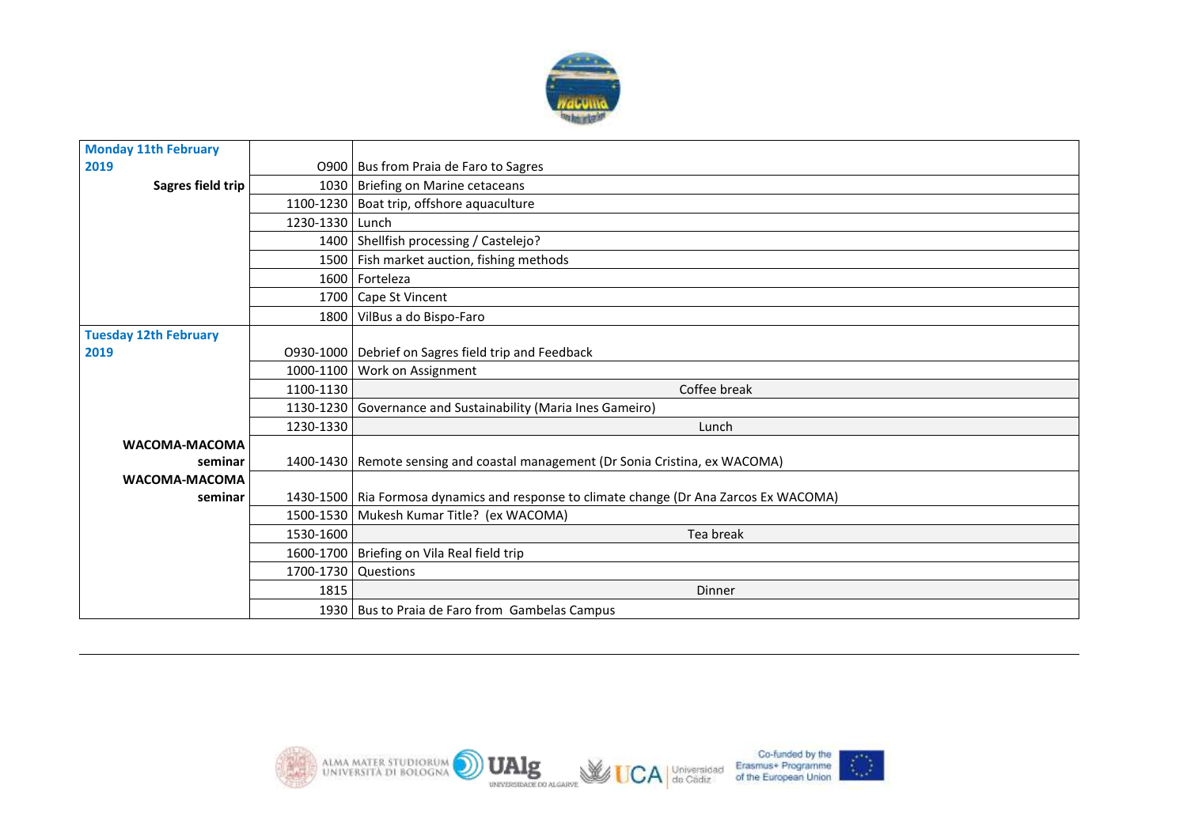| | | |
|---|---|---|
| **Monday 11th February 2019** | O900 | Bus from Praia de Faro to Sagres |
| **Sagres field trip** | 1030 | Briefing on Marine cetaceans |
| | 1100-1230 | Boat trip, offshore aquaculture |
| | 1230-1330 | Lunch |
| | 1400 | Shellfish processing / Castelejo? |
| | 1500 | Fish market auction, fishing methods |
| | 1600 | Forteleza |
| | 1700 | Cape St Vincent |
| | 1800 | VilBus a do Bispo-Faro |
| **Tuesday 12th February 2019** | O930-1000 | Debrief on Sagres field trip and Feedback |
| | 1000-1100 | Work on Assignment |
| | 1100-1130 | Coffee break |
| | 1130-1230 | Governance and Sustainability (Maria Ines Gameiro) |
| | 1230-1330 | Lunch |
| **WACOMA-MACOMA seminar** | 1400-1430 | Remote sensing and coastal management (Dr Sonia Cristina, ex WACOMA) |
| **WACOMA-MACOMA seminar** | 1430-1500 | Ria Formosa dynamics and response to climate change (Dr Ana Zarcos Ex WACOMA) |
| | 1500-1530 | Mukesh Kumar Title? (ex WACOMA) |
| | 1530-1600 | Tea break |
| | 1600-1700 | Briefing on Vila Real field trip |
| | 1700-1730 | Questions |
| | 1815 | Dinner |
| | 1930 | Bus to Praia de Faro from Gambelas Campus |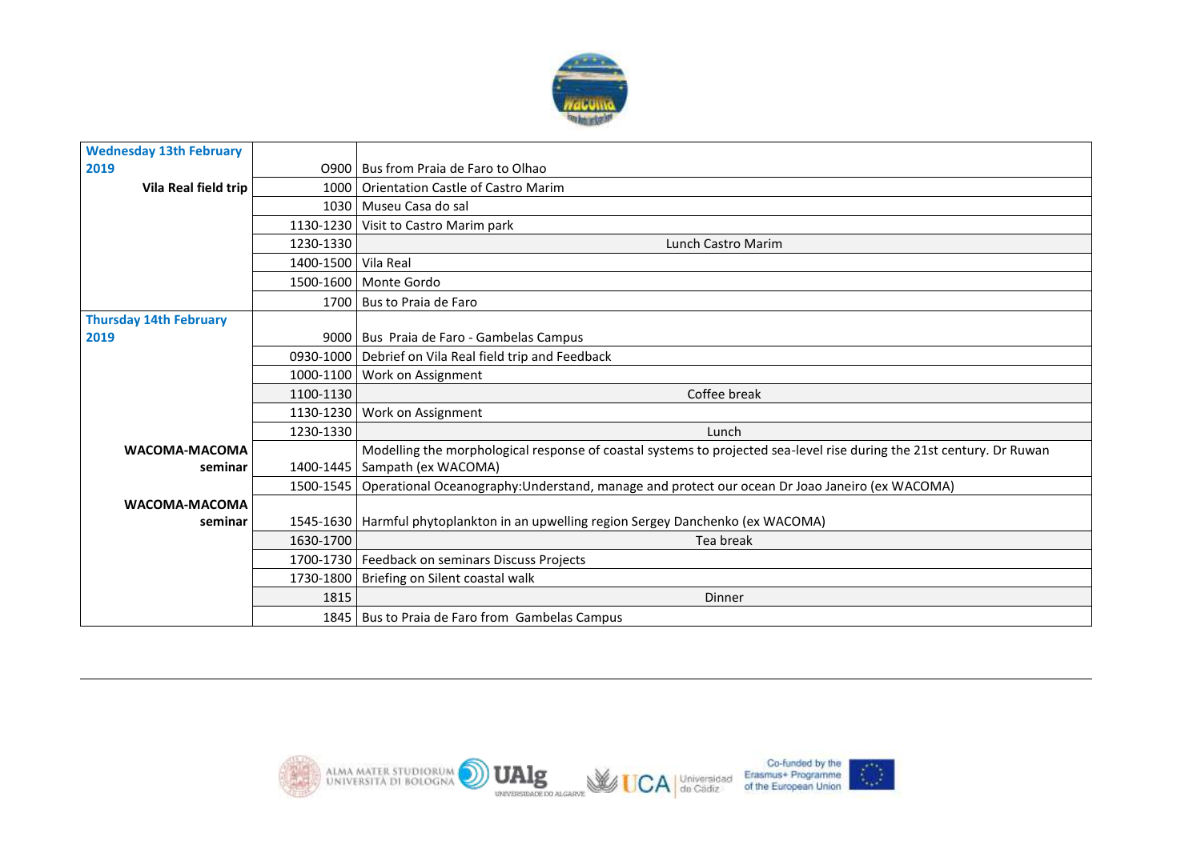| Wednesday 13th February 2019 | O900 | Bus from Praia de Faro to Olhao |
|---|---|---|
| Vila Real field trip | 1000 | Orientation Castle of Castro Marim |
| | 1030 | Museu Casa do sal |
| | 1130-1230 | Visit to Castro Marim park |
| | 1230-1330 | Lunch Castro Marim |
| | 1400-1500 | Vila Real |
| | 1500-1600 | Monte Gordo |
| | 1700 | Bus to Praia de Faro |
| Thursday 14th February 2019 | 9000 | Bus Praia de Faro - Gambelas Campus |
| | 0930-1000 | Debrief on Vila Real field trip and Feedback |
| | 1000-1100 | Work on Assignment |
| | 1100-1130 | Coffee break |
| | 1130-1230 | Work on Assignment |
| | 1230-1330 | Lunch |
| WACOMA-MACOMA seminar | 1400-1445 | Modelling the morphological response of coastal systems to projected sea-level rise during the 21st century. Dr Ruwan Sampath (ex WACOMA) |
| | 1500-1545 | Operational Oceanography:Understand, manage and protect our ocean Dr Joao Janeiro (ex WACOMA) |
| WACOMA-MACOMA seminar | 1545-1630 | Harmful phytoplankton in an upwelling region Sergey Danchenko (ex WACOMA) |
| | 1630-1700 | Tea break |
| | 1700-1730 | Feedback on seminars Discuss Projects |
| | 1730-1800 | Briefing on Silent coastal walk |
| | 1815 | Dinner |
| | 1845 | Bus to Praia de Faro from Gambelas Campus |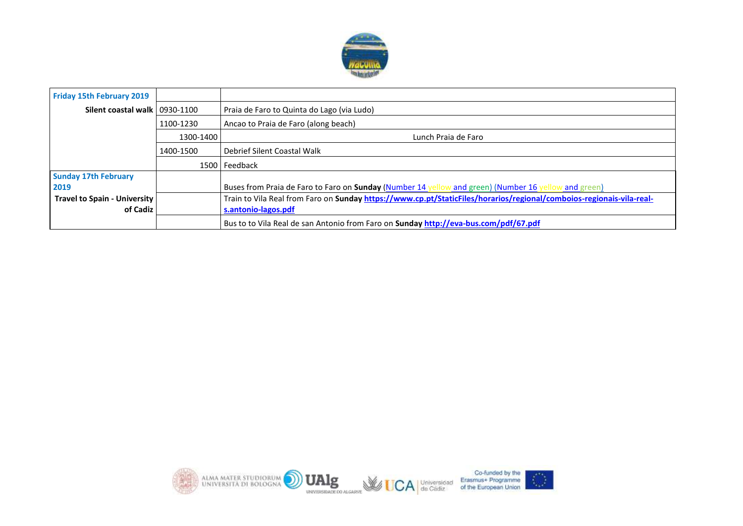| | | |
|---|---|---|
| **Friday 15th February 2019** | | |
| **Silent coastal walk** | 0930-1100 | Praia de Faro to Quinta do Lago (via Ludo) |
| | 1100-1230 | Ancao to Praia de Faro (along beach) |
| | 1300-1400 | Lunch Praia de Faro |
| | 1400-1500 | Debrief Silent Coastal Walk |
| | 1500 | Feedback |
| **Sunday 17th February 2019** | | Buses from Praia de Faro to Faro on **Sunday** (Number 14 yellow and green) (Number 16 yellow and green) |
| **Travel to Spain - University of Cadiz** | | Train to Vila Real from Faro on **Sunday** **https://www.cp.pt/StaticFiles/horarios/regional/comboios-regionais-vila-real-s.antonio-lagos.pdf** |
| | | Bus to to Vila Real de san Antonio from Faro on **Sunday** **http://eva-bus.com/pdf/67.pdf** |